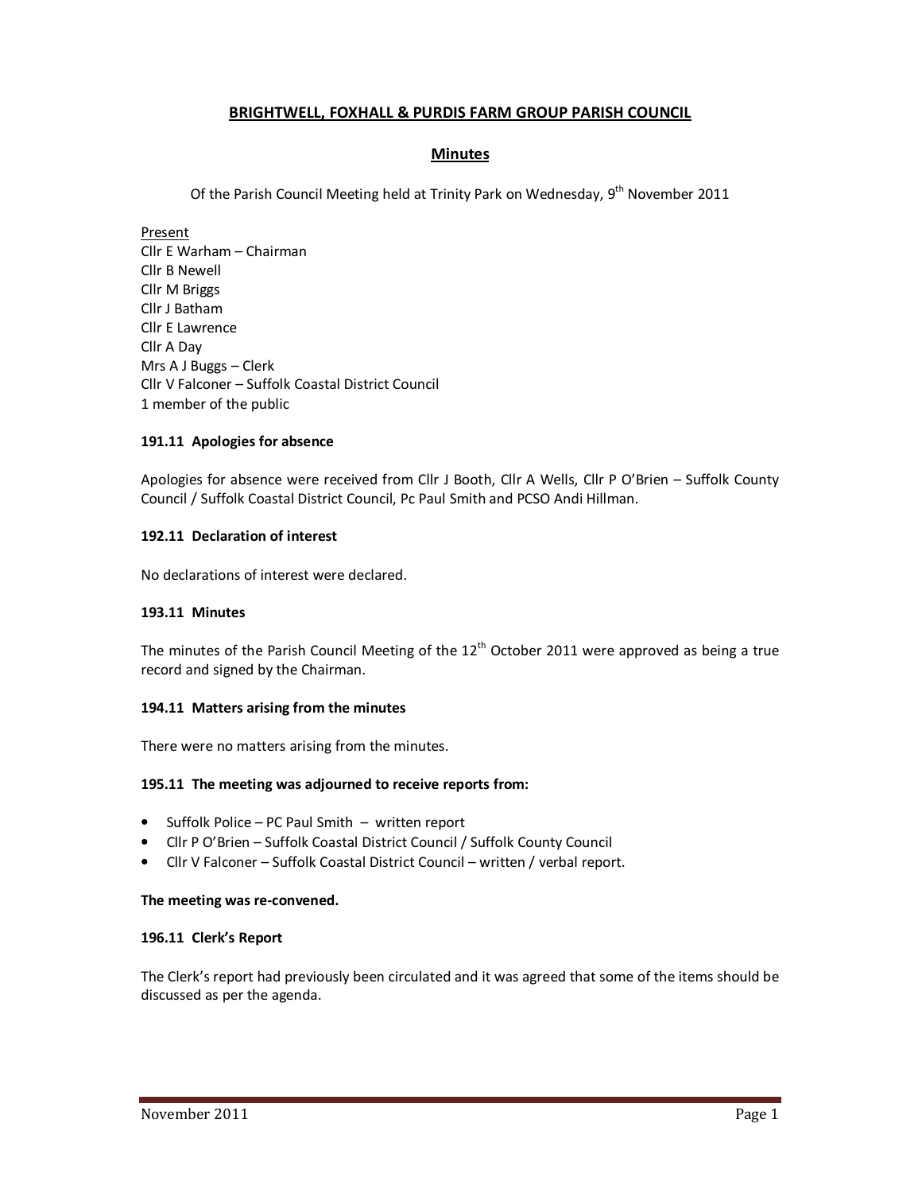# BRIGHTWELL, FOXHALL & PURDIS FARM GROUP PARISH COUNCIL

## Minutes

Of the Parish Council Meeting held at Trinity Park on Wednesday, 9th November 2011

Present
Cllr E Warham – Chairman
Cllr B Newell
Cllr M Briggs
Cllr J Batham
Cllr E Lawrence
Cllr A Day
Mrs A J Buggs – Clerk
Cllr V Falconer – Suffolk Coastal District Council
1 member of the public

### 191.11 Apologies for absence

Apologies for absence were received from Cllr J Booth, Cllr A Wells, Cllr P O'Brien – Suffolk County Council / Suffolk Coastal District Council, Pc Paul Smith and PCSO Andi Hillman.

### 192.11 Declaration of interest

No declarations of interest were declared.

### 193.11 Minutes

The minutes of the Parish Council Meeting of the 12th October 2011 were approved as being a true record and signed by the Chairman.

### 194.11 Matters arising from the minutes

There were no matters arising from the minutes.

### 195.11 The meeting was adjourned to receive reports from:

- Suffolk Police – PC Paul Smith – written report
- Cllr P O'Brien – Suffolk Coastal District Council / Suffolk County Council
- Cllr V Falconer – Suffolk Coastal District Council – written / verbal report.

**The meeting was re-convened.**

### 196.11 Clerk's Report

The Clerk's report had previously been circulated and it was agreed that some of the items should be discussed as per the agenda.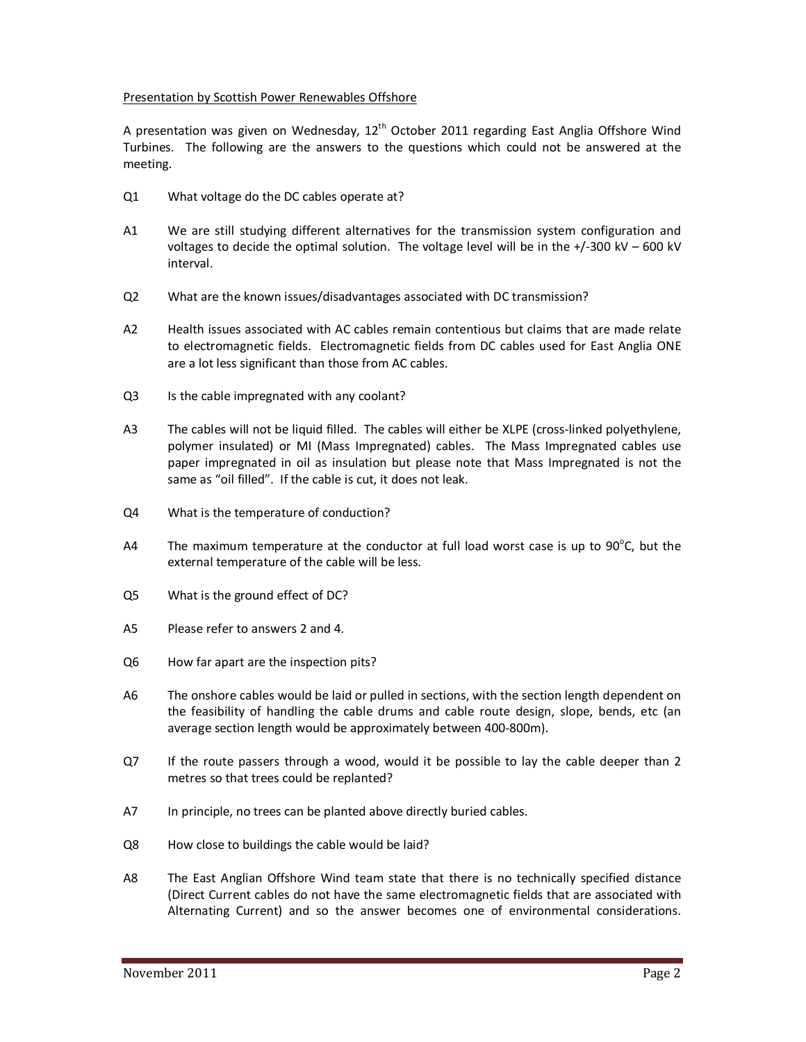<u>Presentation by Scottish Power Renewables Offshore</u>

A presentation was given on Wednesday, 12th October 2011 regarding East Anglia Offshore Wind Turbines. The following are the answers to the questions which could not be answered at the meeting.

Q1 What voltage do the DC cables operate at?

A1 We are still studying different alternatives for the transmission system configuration and voltages to decide the optimal solution. The voltage level will be in the +/-300 kV – 600 kV interval.

Q2 What are the known issues/disadvantages associated with DC transmission?

A2 Health issues associated with AC cables remain contentious but claims that are made relate to electromagnetic fields. Electromagnetic fields from DC cables used for East Anglia ONE are a lot less significant than those from AC cables.

Q3 Is the cable impregnated with any coolant?

A3 The cables will not be liquid filled. The cables will either be XLPE (cross-linked polyethylene, polymer insulated) or MI (Mass Impregnated) cables. The Mass Impregnated cables use paper impregnated in oil as insulation but please note that Mass Impregnated is not the same as "oil filled". If the cable is cut, it does not leak.

Q4 What is the temperature of conduction?

A4 The maximum temperature at the conductor at full load worst case is up to 90°C, but the external temperature of the cable will be less.

Q5 What is the ground effect of DC?

A5 Please refer to answers 2 and 4.

Q6 How far apart are the inspection pits?

A6 The onshore cables would be laid or pulled in sections, with the section length dependent on the feasibility of handling the cable drums and cable route design, slope, bends, etc (an average section length would be approximately between 400-800m).

Q7 If the route passers through a wood, would it be possible to lay the cable deeper than 2 metres so that trees could be replanted?

A7 In principle, no trees can be planted above directly buried cables.

Q8 How close to buildings the cable would be laid?

A8 The East Anglian Offshore Wind team state that there is no technically specified distance (Direct Current cables do not have the same electromagnetic fields that are associated with Alternating Current) and so the answer becomes one of environmental considerations.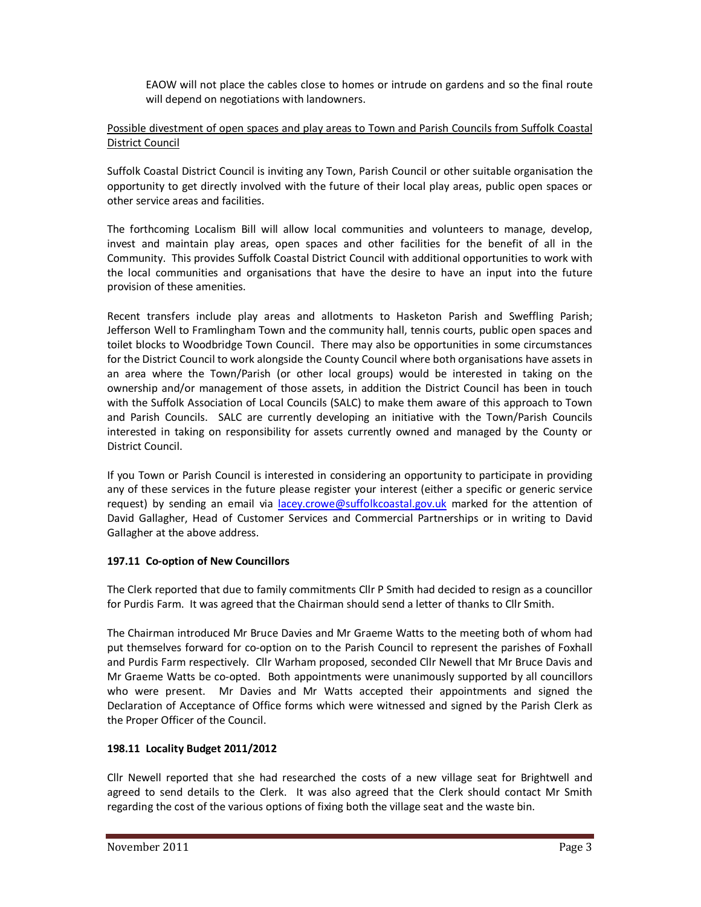EAOW will not place the cables close to homes or intrude on gardens and so the final route will depend on negotiations with landowners.

Possible divestment of open spaces and play areas to Town and Parish Councils from Suffolk Coastal District Council

Suffolk Coastal District Council is inviting any Town, Parish Council or other suitable organisation the opportunity to get directly involved with the future of their local play areas, public open spaces or other service areas and facilities.

The forthcoming Localism Bill will allow local communities and volunteers to manage, develop, invest and maintain play areas, open spaces and other facilities for the benefit of all in the Community. This provides Suffolk Coastal District Council with additional opportunities to work with the local communities and organisations that have the desire to have an input into the future provision of these amenities.

Recent transfers include play areas and allotments to Hasketon Parish and Sweffling Parish; Jefferson Well to Framlingham Town and the community hall, tennis courts, public open spaces and toilet blocks to Woodbridge Town Council. There may also be opportunities in some circumstances for the District Council to work alongside the County Council where both organisations have assets in an area where the Town/Parish (or other local groups) would be interested in taking on the ownership and/or management of those assets, in addition the District Council has been in touch with the Suffolk Association of Local Councils (SALC) to make them aware of this approach to Town and Parish Councils. SALC are currently developing an initiative with the Town/Parish Councils interested in taking on responsibility for assets currently owned and managed by the County or District Council.

If you Town or Parish Council is interested in considering an opportunity to participate in providing any of these services in the future please register your interest (either a specific or generic service request) by sending an email via lacey.crowe@suffolkcoastal.gov.uk marked for the attention of David Gallagher, Head of Customer Services and Commercial Partnerships or in writing to David Gallagher at the above address.

**197.11 Co-option of New Councillors**

The Clerk reported that due to family commitments Cllr P Smith had decided to resign as a councillor for Purdis Farm. It was agreed that the Chairman should send a letter of thanks to Cllr Smith.

The Chairman introduced Mr Bruce Davies and Mr Graeme Watts to the meeting both of whom had put themselves forward for co-option on to the Parish Council to represent the parishes of Foxhall and Purdis Farm respectively. Cllr Warham proposed, seconded Cllr Newell that Mr Bruce Davis and Mr Graeme Watts be co-opted. Both appointments were unanimously supported by all councillors who were present. Mr Davies and Mr Watts accepted their appointments and signed the Declaration of Acceptance of Office forms which were witnessed and signed by the Parish Clerk as the Proper Officer of the Council.

**198.11 Locality Budget 2011/2012**

Cllr Newell reported that she had researched the costs of a new village seat for Brightwell and agreed to send details to the Clerk. It was also agreed that the Clerk should contact Mr Smith regarding the cost of the various options of fixing both the village seat and the waste bin.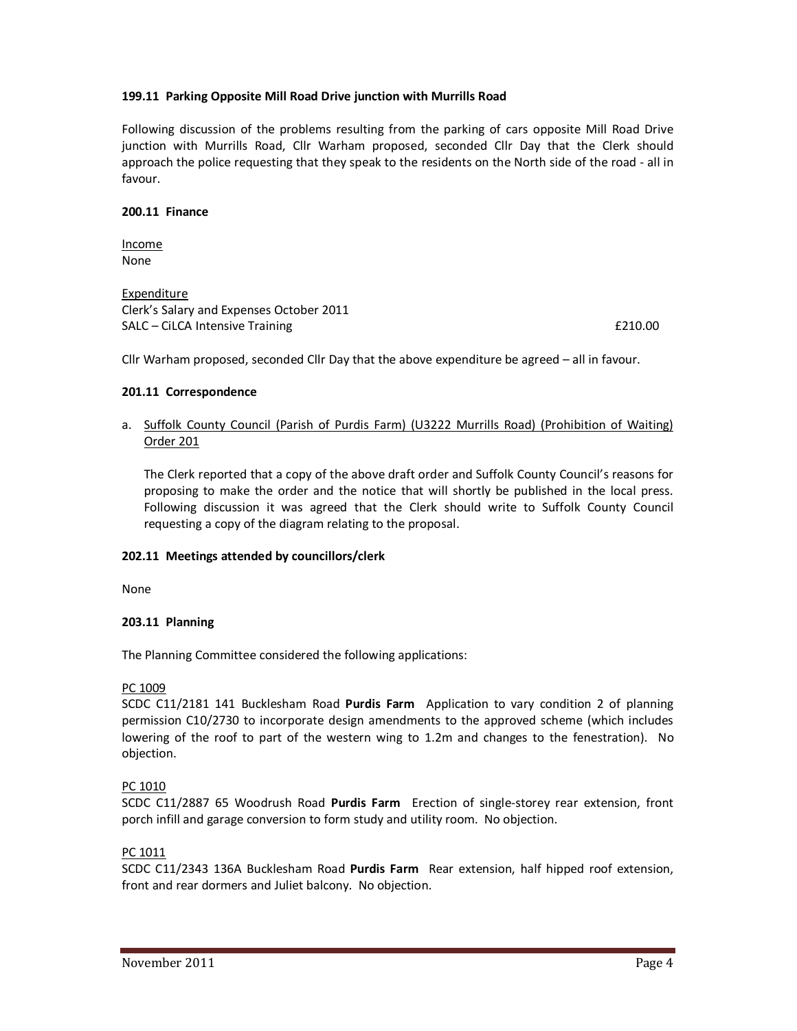**199.11 Parking Opposite Mill Road Drive junction with Murrills Road**

Following discussion of the problems resulting from the parking of cars opposite Mill Road Drive junction with Murrills Road, Cllr Warham proposed, seconded Cllr Day that the Clerk should approach the police requesting that they speak to the residents on the North side of the road - all in favour.

**200.11 Finance**

Income
None

Expenditure
Clerk's Salary and Expenses October 2011
SALC – CiLCA Intensive Training £210.00

Cllr Warham proposed, seconded Cllr Day that the above expenditure be agreed – all in favour.

**201.11 Correspondence**

a. Suffolk County Council (Parish of Purdis Farm) (U3222 Murrills Road) (Prohibition of Waiting) Order 201

   The Clerk reported that a copy of the above draft order and Suffolk County Council's reasons for proposing to make the order and the notice that will shortly be published in the local press. Following discussion it was agreed that the Clerk should write to Suffolk County Council requesting a copy of the diagram relating to the proposal.

**202.11 Meetings attended by councillors/clerk**

None

**203.11 Planning**

The Planning Committee considered the following applications:

PC 1009
SCDC C11/2181 141 Bucklesham Road **Purdis Farm** Application to vary condition 2 of planning permission C10/2730 to incorporate design amendments to the approved scheme (which includes lowering of the roof to part of the western wing to 1.2m and changes to the fenestration). No objection.

PC 1010
SCDC C11/2887 65 Woodrush Road **Purdis Farm** Erection of single-storey rear extension, front porch infill and garage conversion to form study and utility room. No objection.

PC 1011
SCDC C11/2343 136A Bucklesham Road **Purdis Farm** Rear extension, half hipped roof extension, front and rear dormers and Juliet balcony. No objection.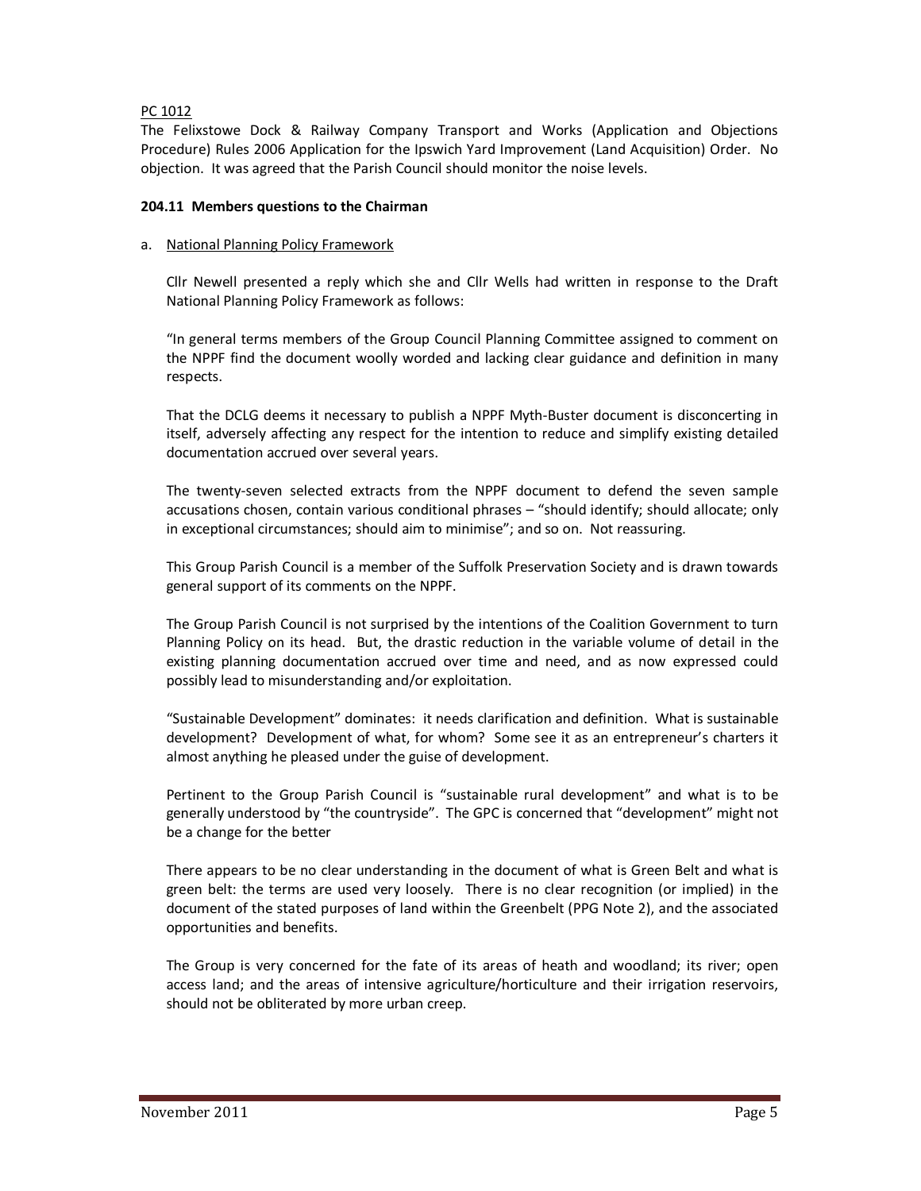PC 1012

The Felixstowe Dock & Railway Company Transport and Works (Application and Objections Procedure) Rules 2006 Application for the Ipswich Yard Improvement (Land Acquisition) Order. No objection. It was agreed that the Parish Council should monitor the noise levels.

**204.11 Members questions to the Chairman**

a. National Planning Policy Framework

Cllr Newell presented a reply which she and Cllr Wells had written in response to the Draft National Planning Policy Framework as follows:

"In general terms members of the Group Council Planning Committee assigned to comment on the NPPF find the document woolly worded and lacking clear guidance and definition in many respects.

That the DCLG deems it necessary to publish a NPPF Myth-Buster document is disconcerting in itself, adversely affecting any respect for the intention to reduce and simplify existing detailed documentation accrued over several years.

The twenty-seven selected extracts from the NPPF document to defend the seven sample accusations chosen, contain various conditional phrases – "should identify; should allocate; only in exceptional circumstances; should aim to minimise"; and so on. Not reassuring.

This Group Parish Council is a member of the Suffolk Preservation Society and is drawn towards general support of its comments on the NPPF.

The Group Parish Council is not surprised by the intentions of the Coalition Government to turn Planning Policy on its head. But, the drastic reduction in the variable volume of detail in the existing planning documentation accrued over time and need, and as now expressed could possibly lead to misunderstanding and/or exploitation.

"Sustainable Development" dominates: it needs clarification and definition. What is sustainable development? Development of what, for whom? Some see it as an entrepreneur's charters it almost anything he pleased under the guise of development.

Pertinent to the Group Parish Council is "sustainable rural development" and what is to be generally understood by "the countryside". The GPC is concerned that "development" might not be a change for the better

There appears to be no clear understanding in the document of what is Green Belt and what is green belt: the terms are used very loosely. There is no clear recognition (or implied) in the document of the stated purposes of land within the Greenbelt (PPG Note 2), and the associated opportunities and benefits.

The Group is very concerned for the fate of its areas of heath and woodland; its river; open access land; and the areas of intensive agriculture/horticulture and their irrigation reservoirs, should not be obliterated by more urban creep.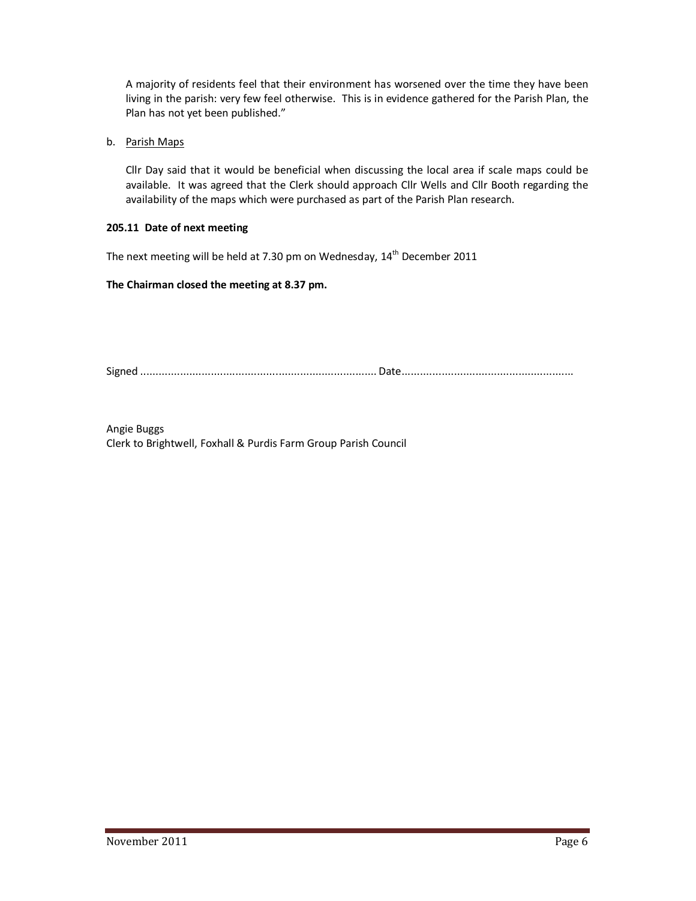A majority of residents feel that their environment has worsened over the time they have been living in the parish: very few feel otherwise. This is in evidence gathered for the Parish Plan, the Plan has not yet been published."

b. Parish Maps

Cllr Day said that it would be beneficial when discussing the local area if scale maps could be available. It was agreed that the Clerk should approach Cllr Wells and Cllr Booth regarding the availability of the maps which were purchased as part of the Parish Plan research.

**205.11 Date of next meeting**

The next meeting will be held at 7.30 pm on Wednesday, 14th December 2011

**The Chairman closed the meeting at 8.37 pm.**

Signed ............................................................................ Date.......................................................

Angie Buggs
Clerk to Brightwell, Foxhall & Purdis Farm Group Parish Council